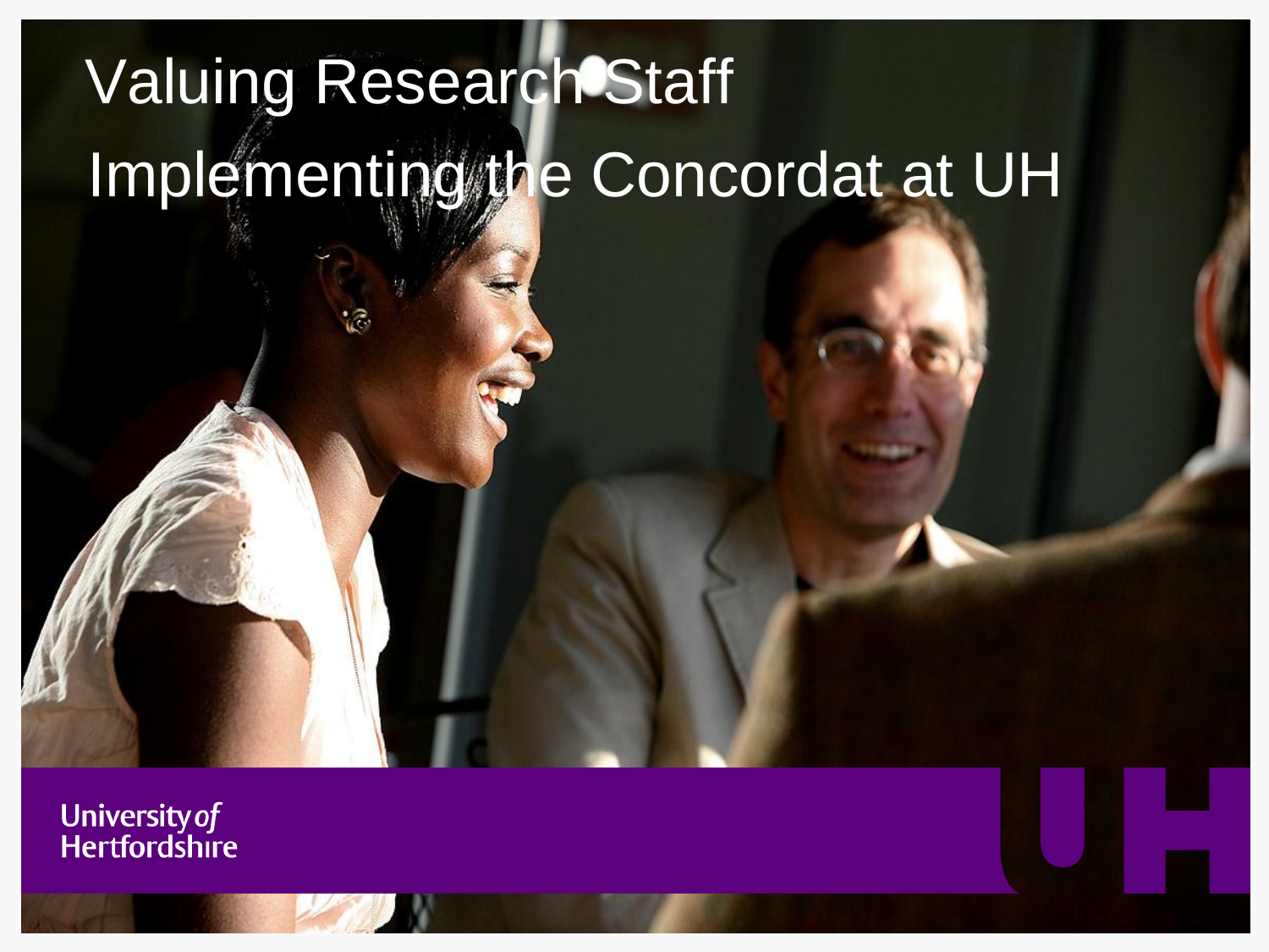# Valuing Research Staff

## Implementing the Concordat at UH

University *of* Hertfordshire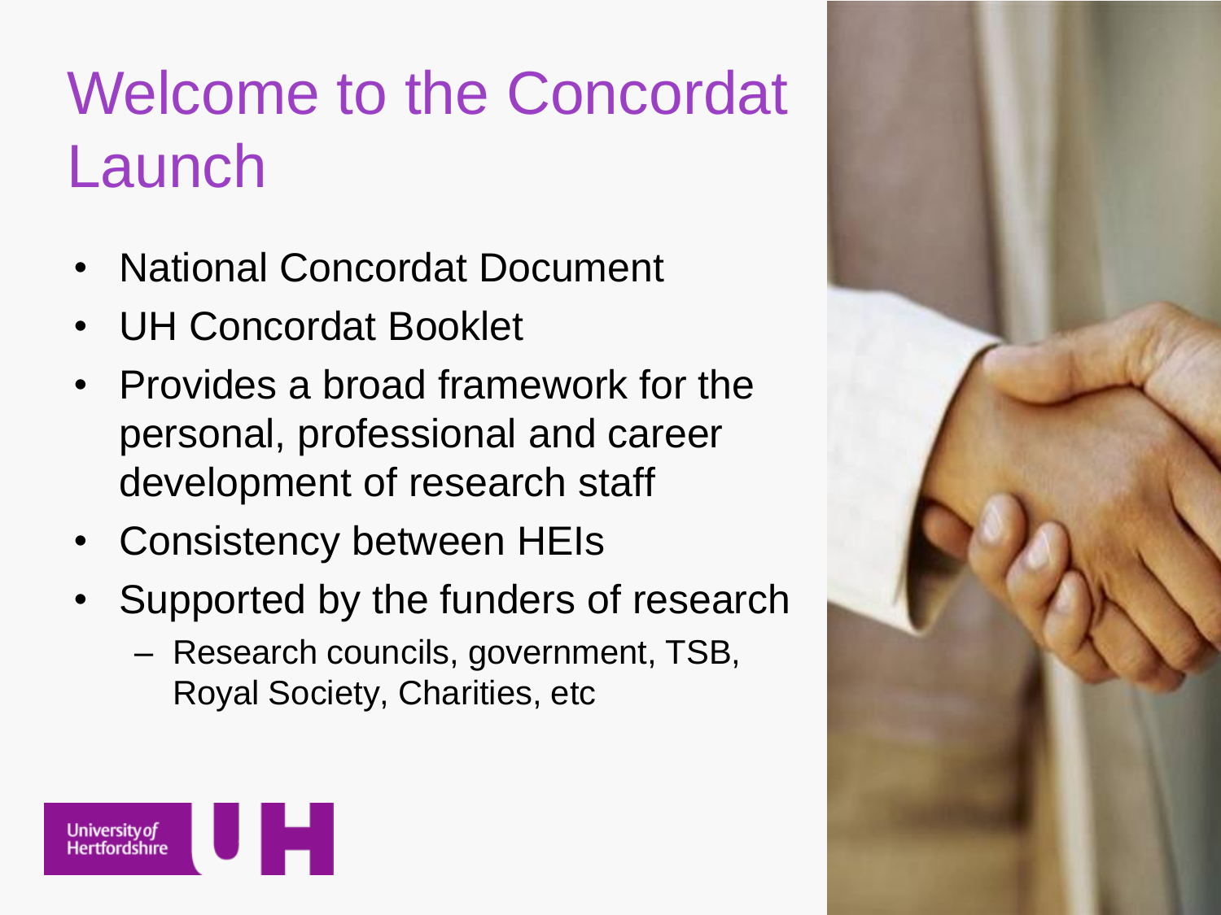# Welcome to the Concordat Launch

- National Concordat Document
- UH Concordat Booklet
- Provides a broad framework for the personal, professional and career development of research staff
- Consistency between HEIs
- Supported by the funders of research
  - Research councils, government, TSB, Royal Society, Charities, etc

University of Hertfordshire UH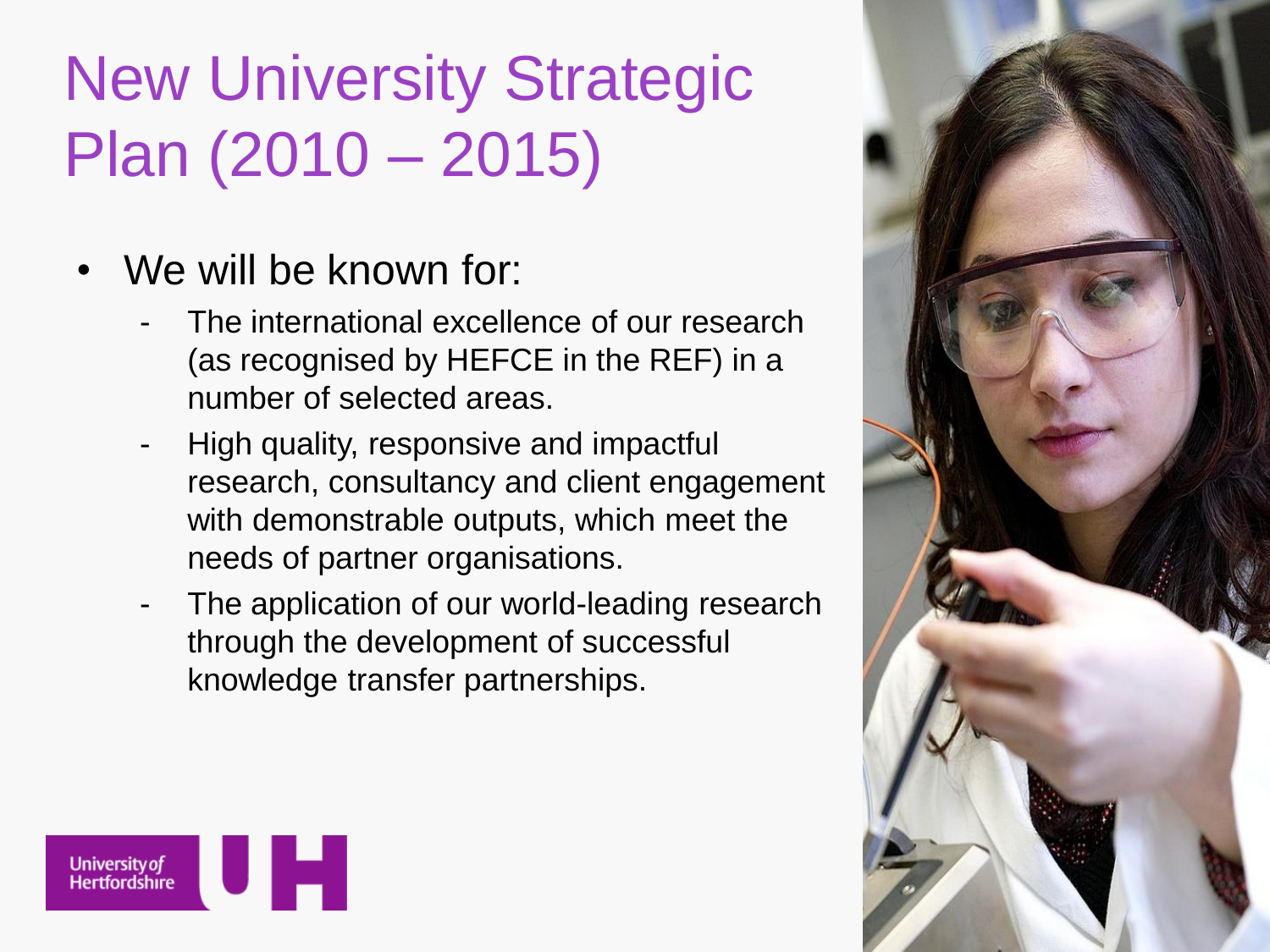# New University Strategic Plan (2010 – 2015)

- We will be known for:
  - The international excellence of our research (as recognised by HEFCE in the REF) in a number of selected areas.
  - High quality, responsive and impactful research, consultancy and client engagement with demonstrable outputs, which meet the needs of partner organisations.
  - The application of our world-leading research through the development of successful knowledge transfer partnerships.

University of Hertfordshire UH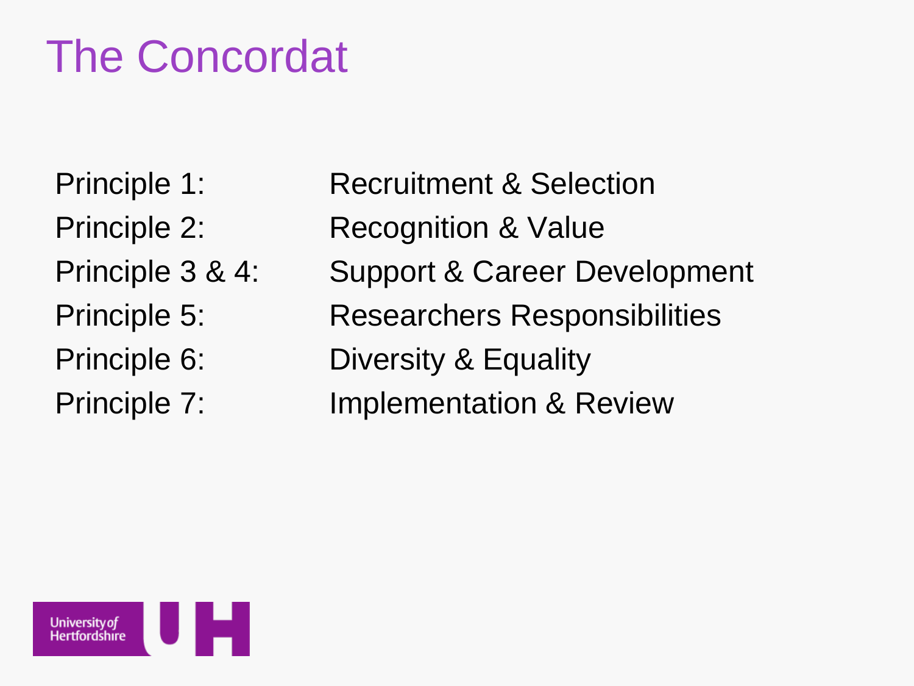# The Concordat

| | |
|---|---|
| Principle 1: | Recruitment & Selection |
| Principle 2: | Recognition & Value |
| Principle 3 & 4: | Support & Career Development |
| Principle 5: | Researchers Responsibilities |
| Principle 6: | Diversity & Equality |
| Principle 7: | Implementation & Review |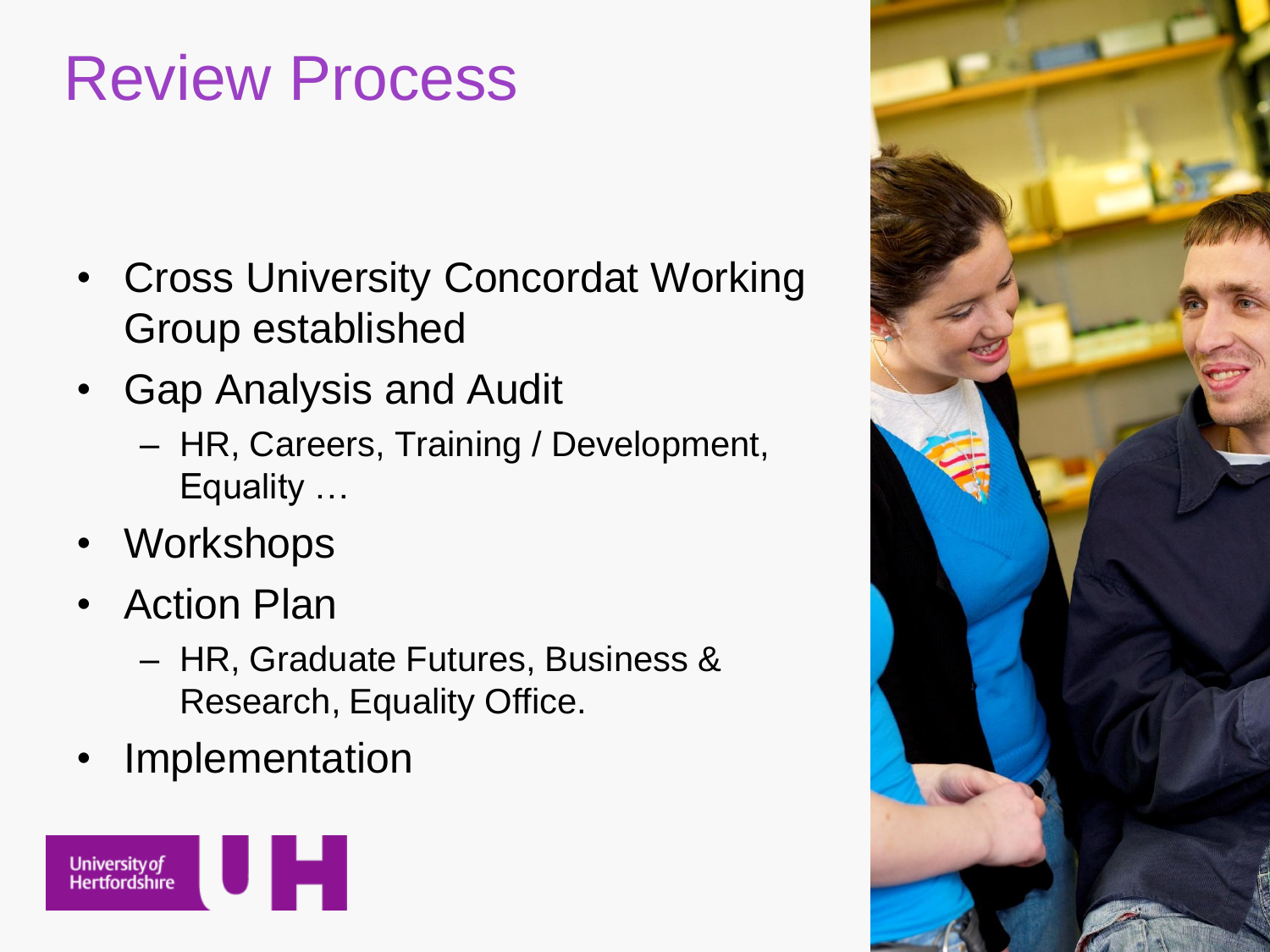# Review Process

- Cross University Concordat Working Group established
- Gap Analysis and Audit
  - HR, Careers, Training / Development, Equality …
- Workshops
- Action Plan
  - HR, Graduate Futures, Business & Research, Equality Office.
- Implementation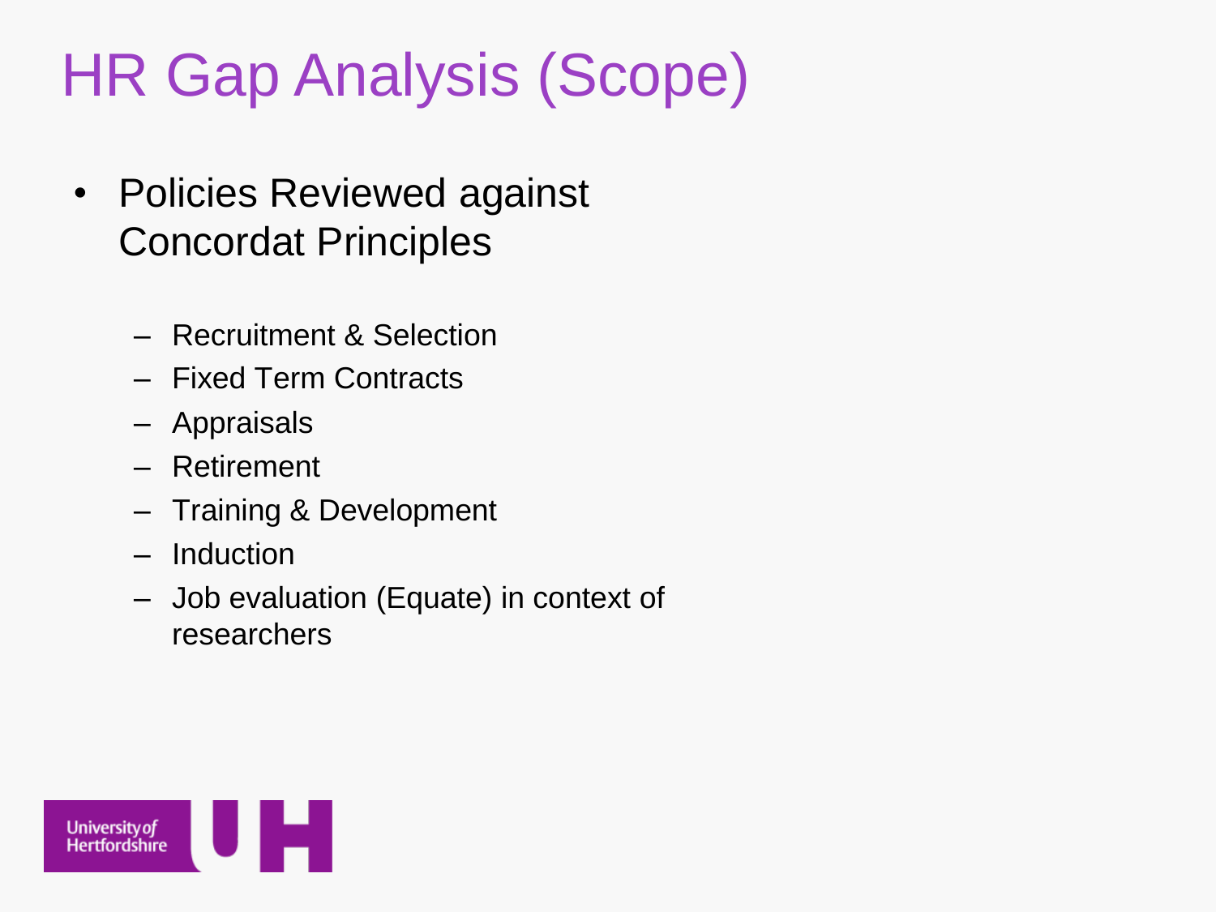# HR Gap Analysis (Scope)

- Policies Reviewed against Concordat Principles
  - Recruitment & Selection
  - Fixed Term Contracts
  - Appraisals
  - Retirement
  - Training & Development
  - Induction
  - Job evaluation (Equate) in context of researchers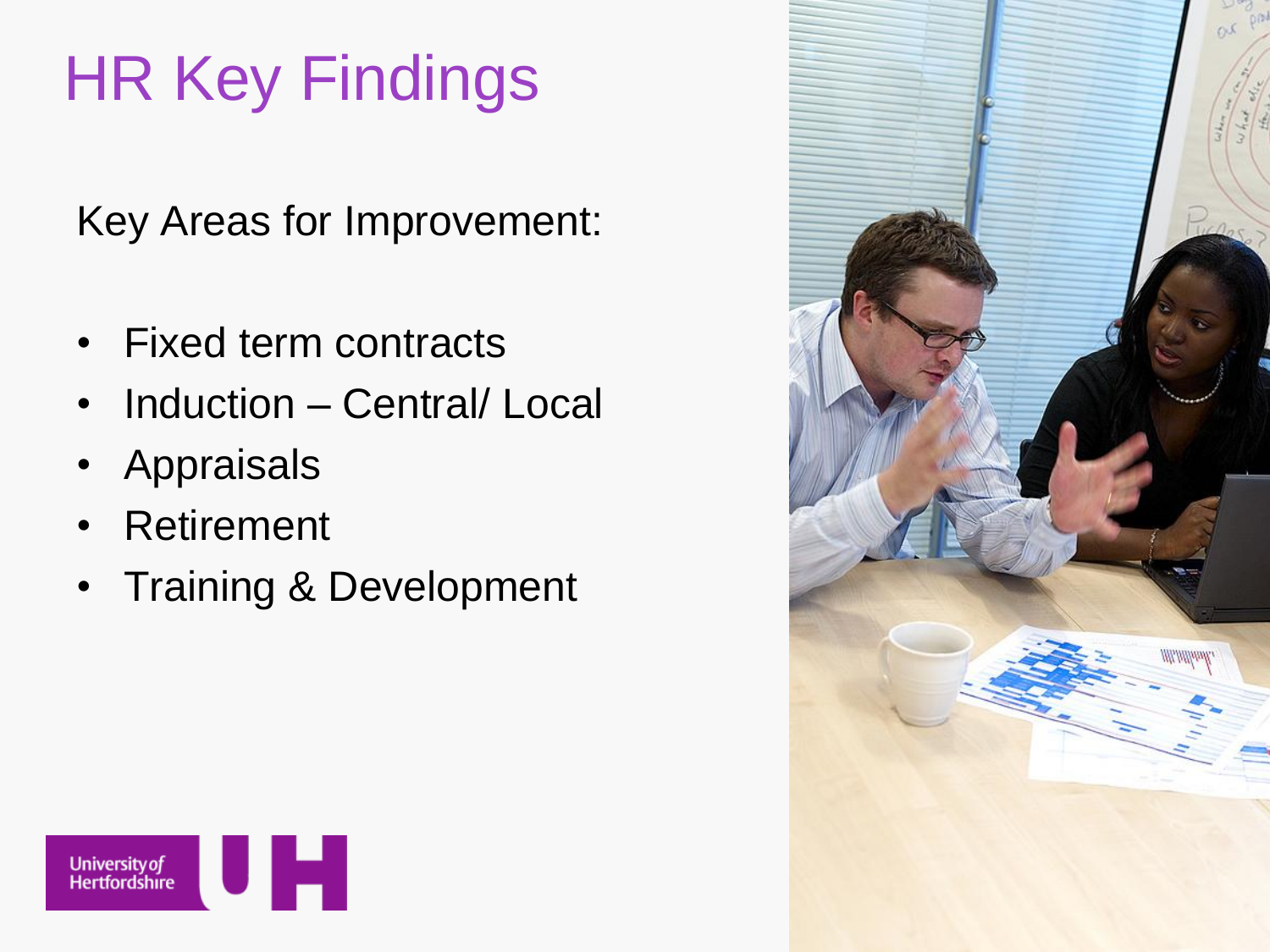# HR Key Findings

Key Areas for Improvement:

- Fixed term contracts
- Induction – Central/ Local
- Appraisals
- Retirement
- Training & Development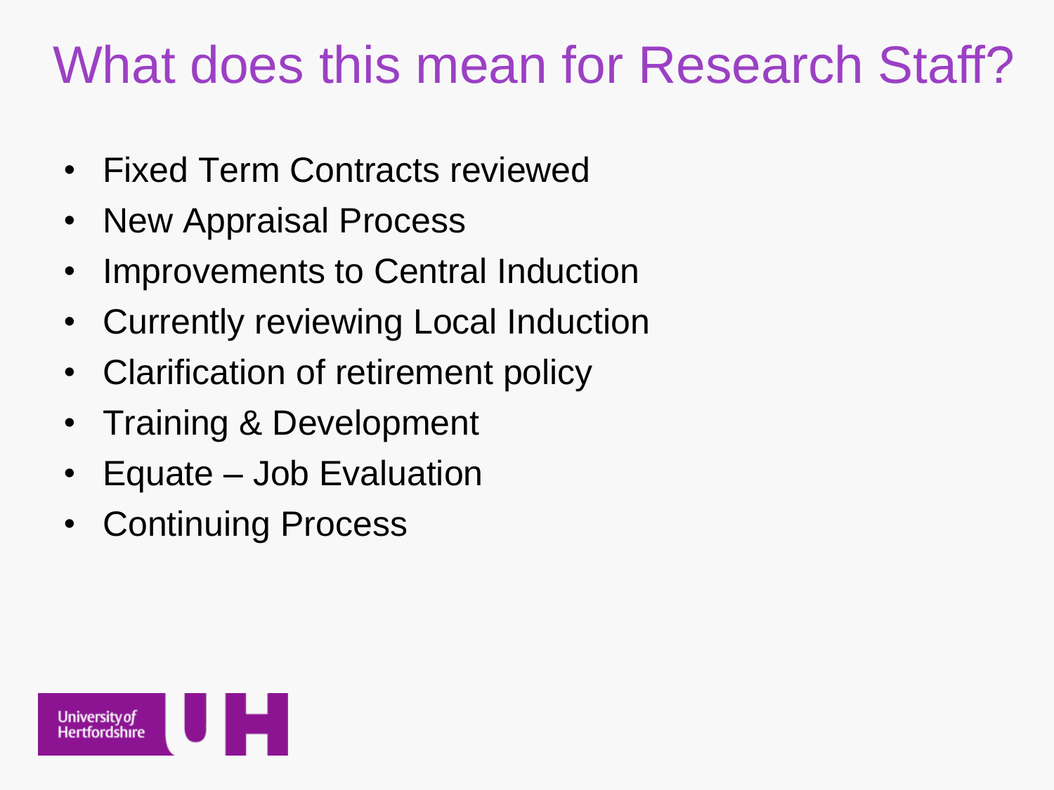# What does this mean for Research Staff?

- Fixed Term Contracts reviewed
- New Appraisal Process
- Improvements to Central Induction
- Currently reviewing Local Induction
- Clarification of retirement policy
- Training & Development
- Equate – Job Evaluation
- Continuing Process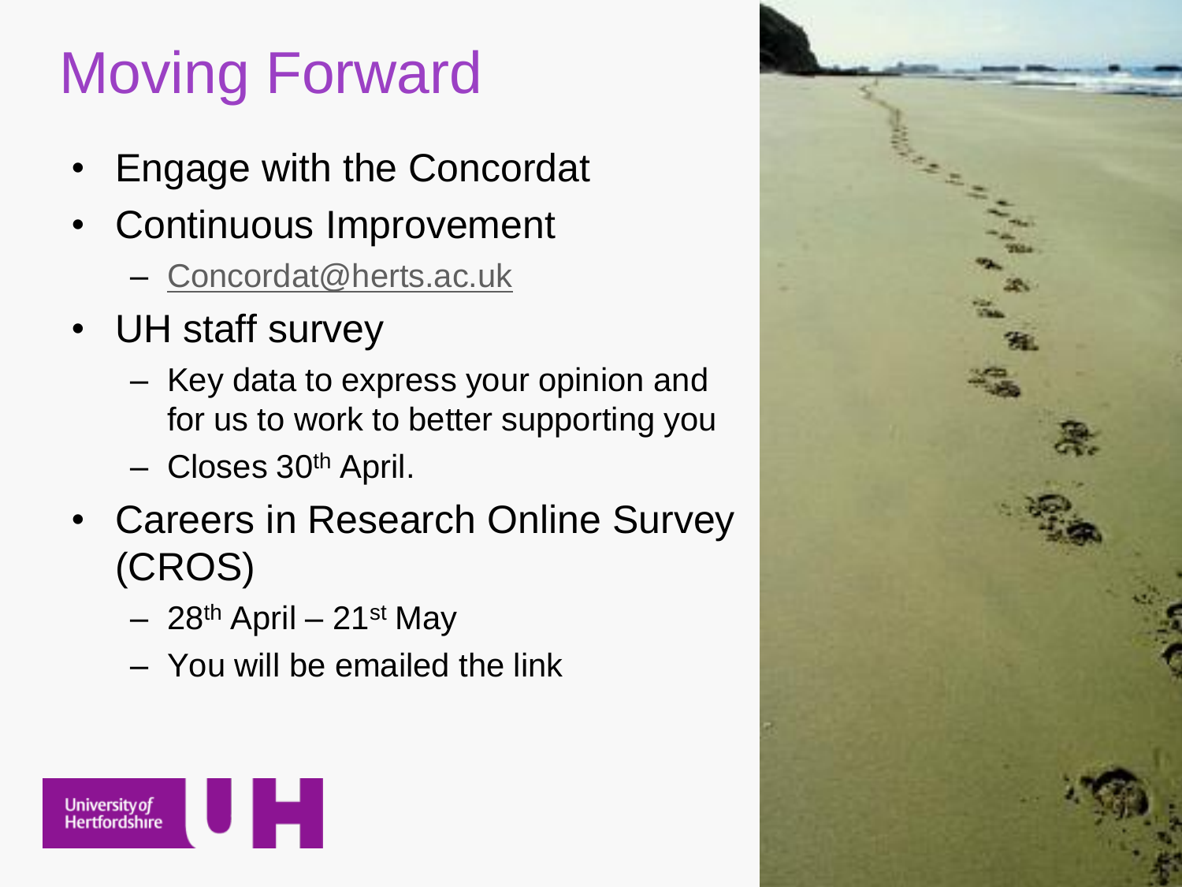# Moving Forward

- Engage with the Concordat
- Continuous Improvement
  - Concordat@herts.ac.uk
- UH staff survey
  - Key data to express your opinion and for us to work to better supporting you
  - Closes 30th April.
- Careers in Research Online Survey (CROS)
  - 28th April – 21st May
  - You will be emailed the link

University of Hertfordshire UH